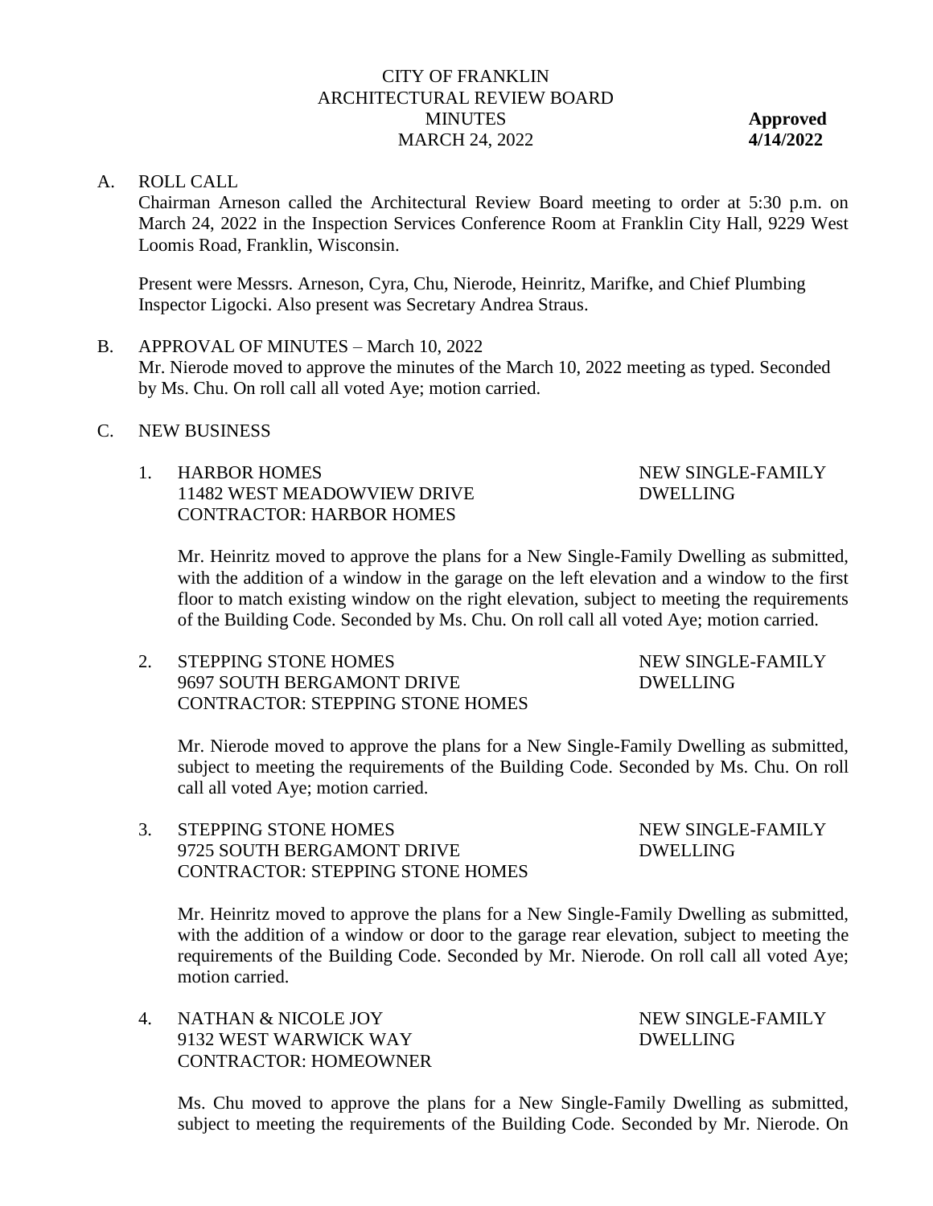# CITY OF FRANKLIN
## ARCHITECTURAL REVIEW BOARD
## MINUTES
## MARCH 24, 2022

**Approved**
**4/14/2022**

A. ROLL CALL

Chairman Arneson called the Architectural Review Board meeting to order at 5:30 p.m. on March 24, 2022 in the Inspection Services Conference Room at Franklin City Hall, 9229 West Loomis Road, Franklin, Wisconsin.

Present were Messrs. Arneson, Cyra, Chu, Nierode, Heinritz, Marifke, and Chief Plumbing Inspector Ligocki. Also present was Secretary Andrea Straus.

B. APPROVAL OF MINUTES – March 10, 2022

Mr. Nierode moved to approve the minutes of the March 10, 2022 meeting as typed. Seconded by Ms. Chu. On roll call all voted Aye; motion carried.

C. NEW BUSINESS

1. HARBOR HOMES — NEW SINGLE-FAMILY DWELLING
   11482 WEST MEADOWVIEW DRIVE
   CONTRACTOR: HARBOR HOMES

   Mr. Heinritz moved to approve the plans for a New Single-Family Dwelling as submitted, with the addition of a window in the garage on the left elevation and a window to the first floor to match existing window on the right elevation, subject to meeting the requirements of the Building Code. Seconded by Ms. Chu. On roll call all voted Aye; motion carried.

2. STEPPING STONE HOMES — NEW SINGLE-FAMILY DWELLING
   9697 SOUTH BERGAMONT DRIVE
   CONTRACTOR: STEPPING STONE HOMES

   Mr. Nierode moved to approve the plans for a New Single-Family Dwelling as submitted, subject to meeting the requirements of the Building Code. Seconded by Ms. Chu. On roll call all voted Aye; motion carried.

3. STEPPING STONE HOMES — NEW SINGLE-FAMILY DWELLING
   9725 SOUTH BERGAMONT DRIVE
   CONTRACTOR: STEPPING STONE HOMES

   Mr. Heinritz moved to approve the plans for a New Single-Family Dwelling as submitted, with the addition of a window or door to the garage rear elevation, subject to meeting the requirements of the Building Code. Seconded by Mr. Nierode. On roll call all voted Aye; motion carried.

4. NATHAN & NICOLE JOY — NEW SINGLE-FAMILY DWELLING
   9132 WEST WARWICK WAY
   CONTRACTOR: HOMEOWNER

   Ms. Chu moved to approve the plans for a New Single-Family Dwelling as submitted, subject to meeting the requirements of the Building Code. Seconded by Mr. Nierode. On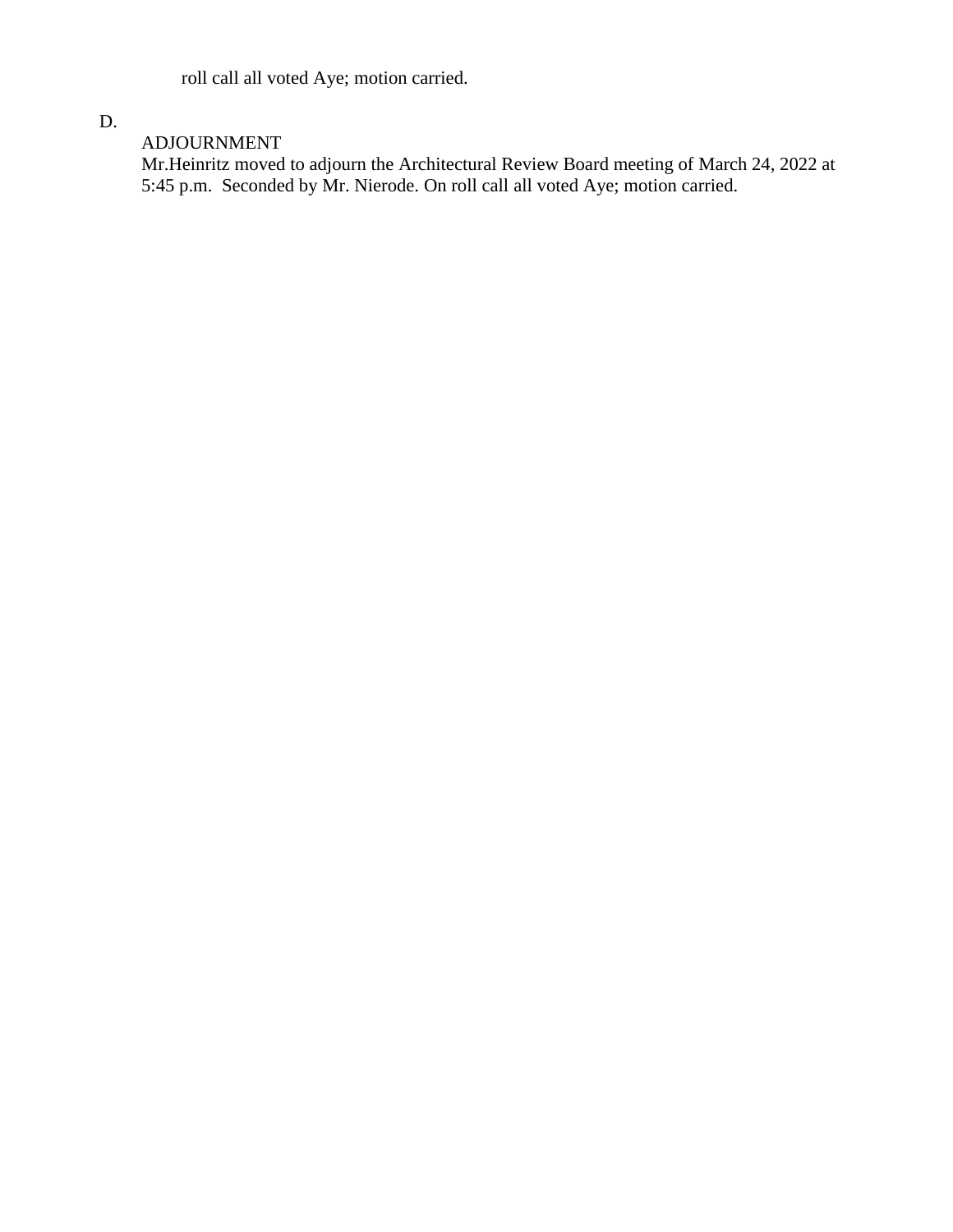roll call all voted Aye; motion carried.

D.

ADJOURNMENT

Mr.Heinritz moved to adjourn the Architectural Review Board meeting of March 24, 2022 at 5:45 p.m. Seconded by Mr. Nierode. On roll call all voted Aye; motion carried.